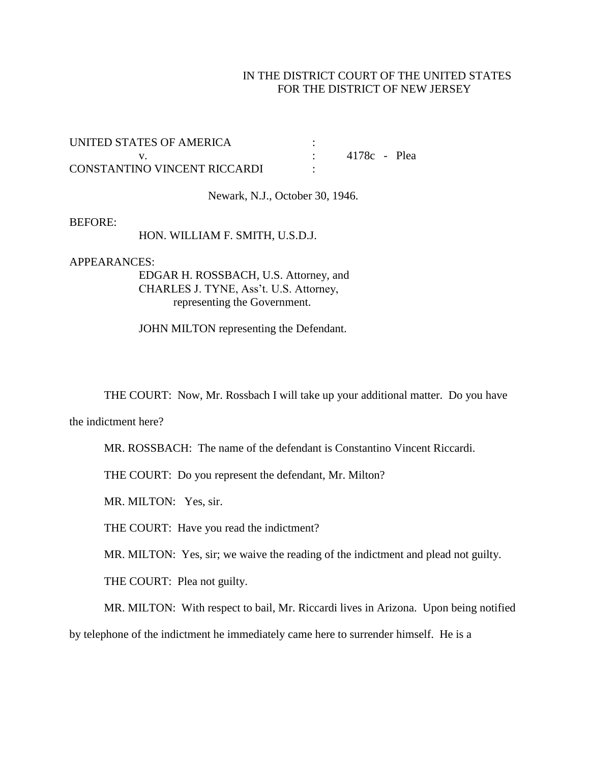IN THE DISTRICT COURT OF THE UNITED STATES
FOR THE DISTRICT OF NEW JERSEY

UNITED STATES OF AMERICA :
v. : 4178c - Plea
CONSTANTINO VINCENT RICCARDI :

Newark, N.J., October 30, 1946.

BEFORE:

HON. WILLIAM F. SMITH, U.S.D.J.

APPEARANCES:

EDGAR H. ROSSBACH, U.S. Attorney, and
CHARLES J. TYNE, Ass't. U.S. Attorney,
representing the Government.

JOHN MILTON representing the Defendant.

THE COURT: Now, Mr. Rossbach I will take up your additional matter. Do you have the indictment here?

MR. ROSSBACH: The name of the defendant is Constantino Vincent Riccardi.

THE COURT: Do you represent the defendant, Mr. Milton?

MR. MILTON: Yes, sir.

THE COURT: Have you read the indictment?

MR. MILTON: Yes, sir; we waive the reading of the indictment and plead not guilty.

THE COURT: Plea not guilty.

MR. MILTON: With respect to bail, Mr. Riccardi lives in Arizona. Upon being notified by telephone of the indictment he immediately came here to surrender himself. He is a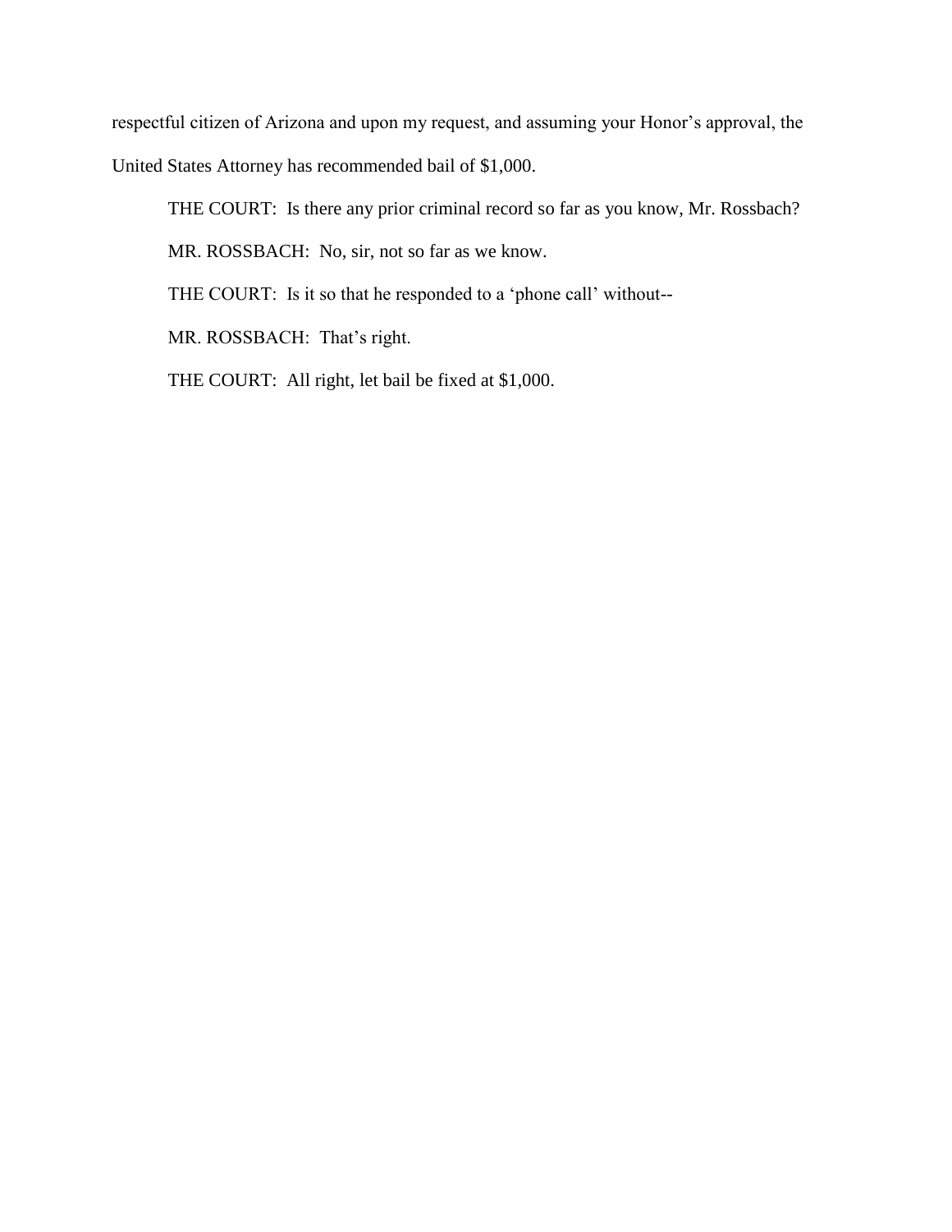respectful citizen of Arizona and upon my request, and assuming your Honor's approval, the United States Attorney has recommended bail of $1,000.

THE COURT: Is there any prior criminal record so far as you know, Mr. Rossbach?

MR. ROSSBACH: No, sir, not so far as we know.

THE COURT: Is it so that he responded to a 'phone call' without--

MR. ROSSBACH: That's right.

THE COURT: All right, let bail be fixed at $1,000.